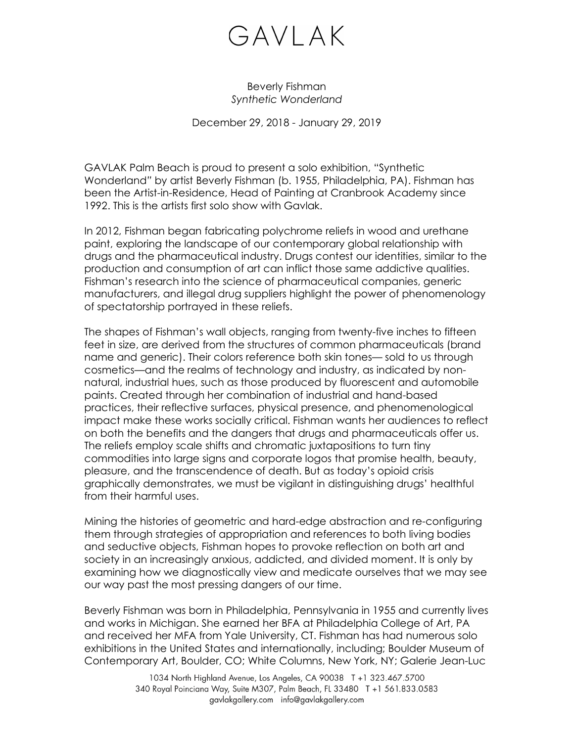# GAVLAK

Beverly Fishman
*Synthetic Wonderland*

December 29, 2018 - January 29, 2019

GAVLAK Palm Beach is proud to present a solo exhibition, "Synthetic Wonderland" by artist Beverly Fishman (b. 1955, Philadelphia, PA). Fishman has been the Artist-in-Residence, Head of Painting at Cranbrook Academy since 1992. This is the artists first solo show with Gavlak.

In 2012, Fishman began fabricating polychrome reliefs in wood and urethane paint, exploring the landscape of our contemporary global relationship with drugs and the pharmaceutical industry. Drugs contest our identities, similar to the production and consumption of art can inflict those same addictive qualities. Fishman's research into the science of pharmaceutical companies, generic manufacturers, and illegal drug suppliers highlight the power of phenomenology of spectatorship portrayed in these reliefs.

The shapes of Fishman's wall objects, ranging from twenty-five inches to fifteen feet in size, are derived from the structures of common pharmaceuticals (brand name and generic). Their colors reference both skin tones— sold to us through cosmetics—and the realms of technology and industry, as indicated by non-natural, industrial hues, such as those produced by fluorescent and automobile paints. Created through her combination of industrial and hand-based practices, their reflective surfaces, physical presence, and phenomenological impact make these works socially critical. Fishman wants her audiences to reflect on both the benefits and the dangers that drugs and pharmaceuticals offer us. The reliefs employ scale shifts and chromatic juxtapositions to turn tiny commodities into large signs and corporate logos that promise health, beauty, pleasure, and the transcendence of death. But as today's opioid crisis graphically demonstrates, we must be vigilant in distinguishing drugs' healthful from their harmful uses.

Mining the histories of geometric and hard-edge abstraction and re-configuring them through strategies of appropriation and references to both living bodies and seductive objects, Fishman hopes to provoke reflection on both art and society in an increasingly anxious, addicted, and divided moment. It is only by examining how we diagnostically view and medicate ourselves that we may see our way past the most pressing dangers of our time.

Beverly Fishman was born in Philadelphia, Pennsylvania in 1955 and currently lives and works in Michigan. She earned her BFA at Philadelphia College of Art, PA and received her MFA from Yale University, CT. Fishman has had numerous solo exhibitions in the United States and internationally, including; Boulder Museum of Contemporary Art, Boulder, CO; White Columns, New York, NY; Galerie Jean-Luc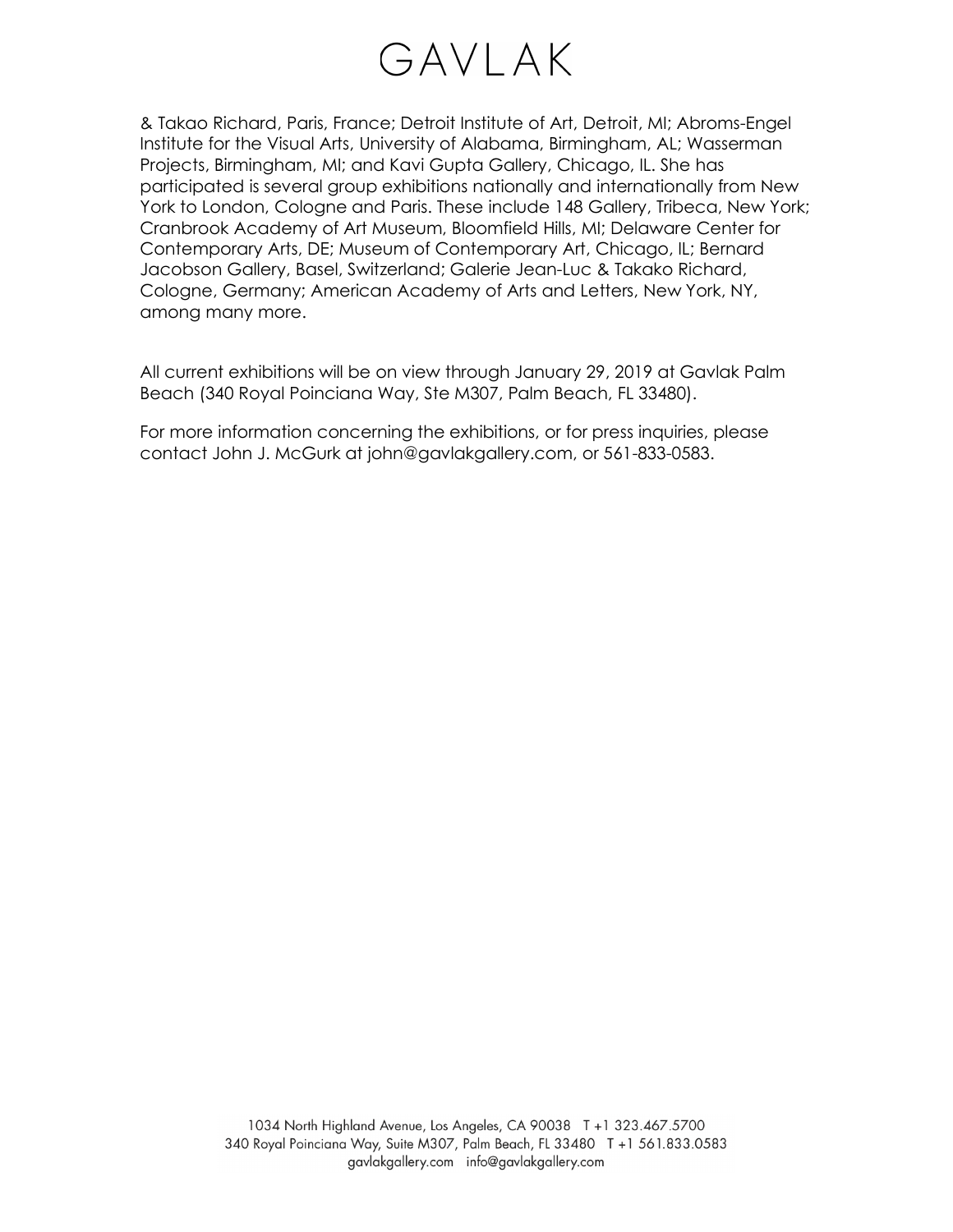& Takao Richard, Paris, France; Detroit Institute of Art, Detroit, MI; Abroms-Engel Institute for the Visual Arts, University of Alabama, Birmingham, AL; Wasserman Projects, Birmingham, MI; and Kavi Gupta Gallery, Chicago, IL. She has participated is several group exhibitions nationally and internationally from New York to London, Cologne and Paris. These include 148 Gallery, Tribeca, New York; Cranbrook Academy of Art Museum, Bloomfield Hills, MI; Delaware Center for Contemporary Arts, DE; Museum of Contemporary Art, Chicago, IL; Bernard Jacobson Gallery, Basel, Switzerland; Galerie Jean-Luc & Takako Richard, Cologne, Germany; American Academy of Arts and Letters, New York, NY, among many more.

All current exhibitions will be on view through January 29, 2019 at Gavlak Palm Beach (340 Royal Poinciana Way, Ste M307, Palm Beach, FL 33480).

For more information concerning the exhibitions, or for press inquiries, please contact John J. McGurk at john@gavlakgallery.com, or 561-833-0583.